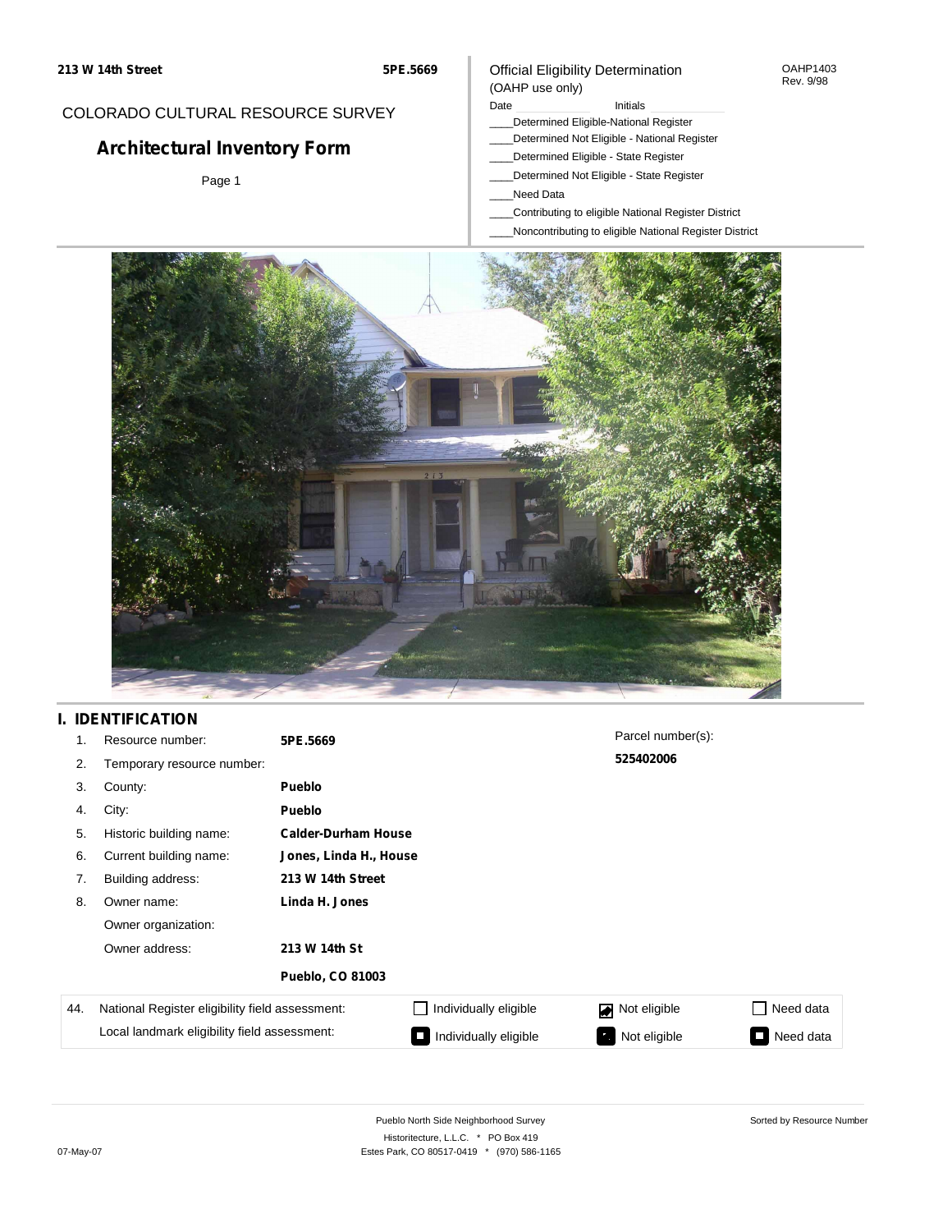213 W 14th Street **5PE.5669**

COLORADO CULTURAL RESOURCE SURVEY

# Architectural Inventory Form

Page 1

Official Eligibility Determination
(OAHP use only)

OAHP1403
Rev. 9/98

Date ______ Initials ______

____Determined Eligible-National Register
____Determined Not Eligible - National Register
____Determined Eligible - State Register
____Determined Not Eligible - State Register
____Need Data
____Contributing to eligible National Register District
____Noncontributing to eligible National Register District

## I. IDENTIFICATION

1. Resource number: **5PE.5669**
2. Temporary resource number:
3. County: **Pueblo**
4. City: **Pueblo**
5. Historic building name: **Calder-Durham House**
6. Current building name: **Jones, Linda H., House**
7. Building address: **213 W 14th Street**
8. Owner name: **Linda H. Jones**
   Owner organization:
   Owner address: **213 W 14th St**
   **Pueblo, CO 81003**

Parcel number(s):
**525402006**

| 44. | | | | |
|---|---|---|---|---|
| National Register eligibility field assessment: | ☐ Individually eligible | ☑ Not eligible | ☐ Need data |
| Local landmark eligibility field assessment: | ☐ Individually eligible | ☐ Not eligible | ☐ Need data |

Pueblo North Side Neighborhood Survey
Historitecture, L.L.C. * PO Box 419
Estes Park, CO 80517-0419 * (970) 586-1165

07-May-07

Sorted by Resource Number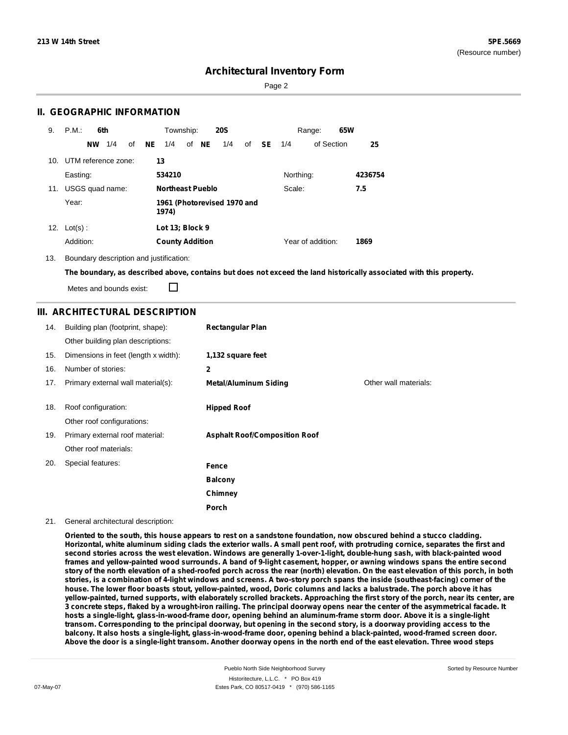# Architectural Inventory Form

## II. GEOGRAPHIC INFORMATION

9. P.M.: **6th** Township: **20S** Range: **65W**
   **NW** 1/4 of **NE** 1/4 of **NE** 1/4 of **SE** 1/4 of Section **25**

10. UTM reference zone: **13**
    Easting: **534210** Northing: **4236754**

11. USGS quad name: **Northeast Pueblo** Scale: **7.5**
    Year: **1961 (Photorevised 1970 and 1974)**

12. Lot(s): **Lot 13; Block 9**
    Addition: **County Addition** Year of addition: **1869**

13. Boundary description and justification:
    **The boundary, as described above, contains but does not exceed the land historically associated with this property.**
    Metes and bounds exist: ☐

## III. ARCHITECTURAL DESCRIPTION

14. Building plan (footprint, shape): **Rectangular Plan**
    Other building plan descriptions:
15. Dimensions in feet (length x width): **1,132 square feet**
16. Number of stories: **2**
17. Primary external wall material(s): **Metal/Aluminum Siding** Other wall materials:
18. Roof configuration: **Hipped Roof**
    Other roof configurations:
19. Primary external roof material: **Asphalt Roof/Composition Roof**
    Other roof materials:
20. Special features: **Fence**
    **Balcony**
    **Chimney**
    **Porch**
21. General architectural description:

**Oriented to the south, this house appears to rest on a sandstone foundation, now obscured behind a stucco cladding. Horizontal, white aluminum siding clads the exterior walls. A small pent roof, with protruding cornice, separates the first and second stories across the west elevation. Windows are generally 1-over-1-light, double-hung sash, with black-painted wood frames and yellow-painted wood surrounds. A band of 9-light casement, hopper, or awning windows spans the entire second story of the north elevation of a shed-roofed porch across the rear (north) elevation. On the east elevation of this porch, in both stories, is a combination of 4-light windows and screens. A two-story porch spans the inside (southeast-facing) corner of the house. The lower floor boasts stout, yellow-painted, wood, Doric columns and lacks a balustrade. The porch above it has yellow-painted, turned supports, with elaborately scrolled brackets. Approaching the first story of the porch, near its center, are 3 concrete steps, flaked by a wrought-iron railing. The principal doorway opens near the center of the asymmetrical facade. It hosts a single-light, glass-in-wood-frame door, opening behind an aluminum-frame storm door. Above it is a single-light transom. Corresponding to the principal doorway, but opening in the second story, is a doorway providing access to the balcony. It also hosts a single-light, glass-in-wood-frame door, opening behind a black-painted, wood-framed screen door. Above the door is a single-light transom. Another doorway opens in the north end of the east elevation. Three wood steps**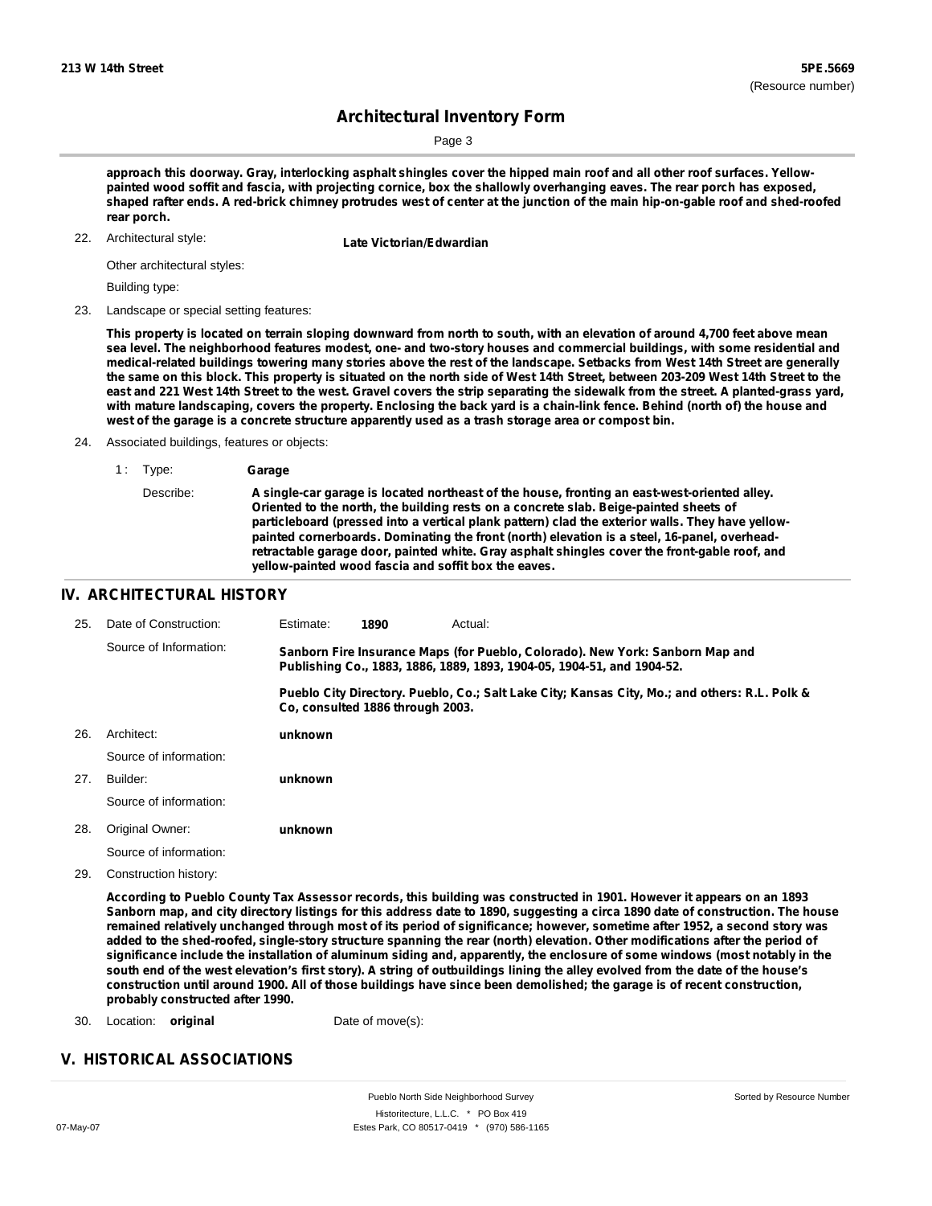# Architectural Inventory Form

approach this doorway. Gray, interlocking asphalt shingles cover the hipped main roof and all other roof surfaces. Yellow-painted wood soffit and fascia, with projecting cornice, box the shallowly overhanging eaves. The rear porch has exposed, shaped rafter ends. A red-brick chimney protrudes west of center at the junction of the main hip-on-gable roof and shed-roofed rear porch.

22. Architectural style: **Late Victorian/Edwardian**

    Other architectural styles:

    Building type:

23. Landscape or special setting features:

    **This property is located on terrain sloping downward from north to south, with an elevation of around 4,700 feet above mean sea level. The neighborhood features modest, one- and two-story houses and commercial buildings, with some residential and medical-related buildings towering many stories above the rest of the landscape. Setbacks from West 14th Street are generally the same on this block. This property is situated on the north side of West 14th Street, between 203-209 West 14th Street to the east and 221 West 14th Street to the west. Gravel covers the strip separating the sidewalk from the street. A planted-grass yard, with mature landscaping, covers the property. Enclosing the back yard is a chain-link fence. Behind (north of) the house and west of the garage is a concrete structure apparently used as a trash storage area or compost bin.**

24. Associated buildings, features or objects:

    1 : Type: **Garage**

    Describe: **A single-car garage is located northeast of the house, fronting an east-west-oriented alley. Oriented to the north, the building rests on a concrete slab. Beige-painted sheets of particleboard (pressed into a vertical plank pattern) clad the exterior walls. They have yellow-painted cornerboards. Dominating the front (north) elevation is a steel, 16-panel, overhead-retractable garage door, painted white. Gray asphalt shingles cover the front-gable roof, and yellow-painted wood fascia and soffit box the eaves.**

## IV. ARCHITECTURAL HISTORY

25. Date of Construction: Estimate: **1890** Actual:

    Source of Information: **Sanborn Fire Insurance Maps (for Pueblo, Colorado). New York: Sanborn Map and Publishing Co., 1883, 1886, 1889, 1893, 1904-05, 1904-51, and 1904-52.**

    **Pueblo City Directory. Pueblo, Co.; Salt Lake City; Kansas City, Mo.; and others: R.L. Polk & Co, consulted 1886 through 2003.**

26. Architect: **unknown**

    Source of information:

27. Builder: **unknown**

    Source of information:

28. Original Owner: **unknown**

    Source of information:

29. Construction history:

    **According to Pueblo County Tax Assessor records, this building was constructed in 1901. However it appears on an 1893 Sanborn map, and city directory listings for this address date to 1890, suggesting a circa 1890 date of construction. The house remained relatively unchanged through most of its period of significance; however, sometime after 1952, a second story was added to the shed-roofed, single-story structure spanning the rear (north) elevation. Other modifications after the period of significance include the installation of aluminum siding and, apparently, the enclosure of some windows (most notably in the south end of the west elevation's first story). A string of outbuildings lining the alley evolved from the date of the house's construction until around 1900. All of those buildings have since been demolished; the garage is of recent construction, probably constructed after 1990.**

30. Location: **original** Date of move(s):

## V. HISTORICAL ASSOCIATIONS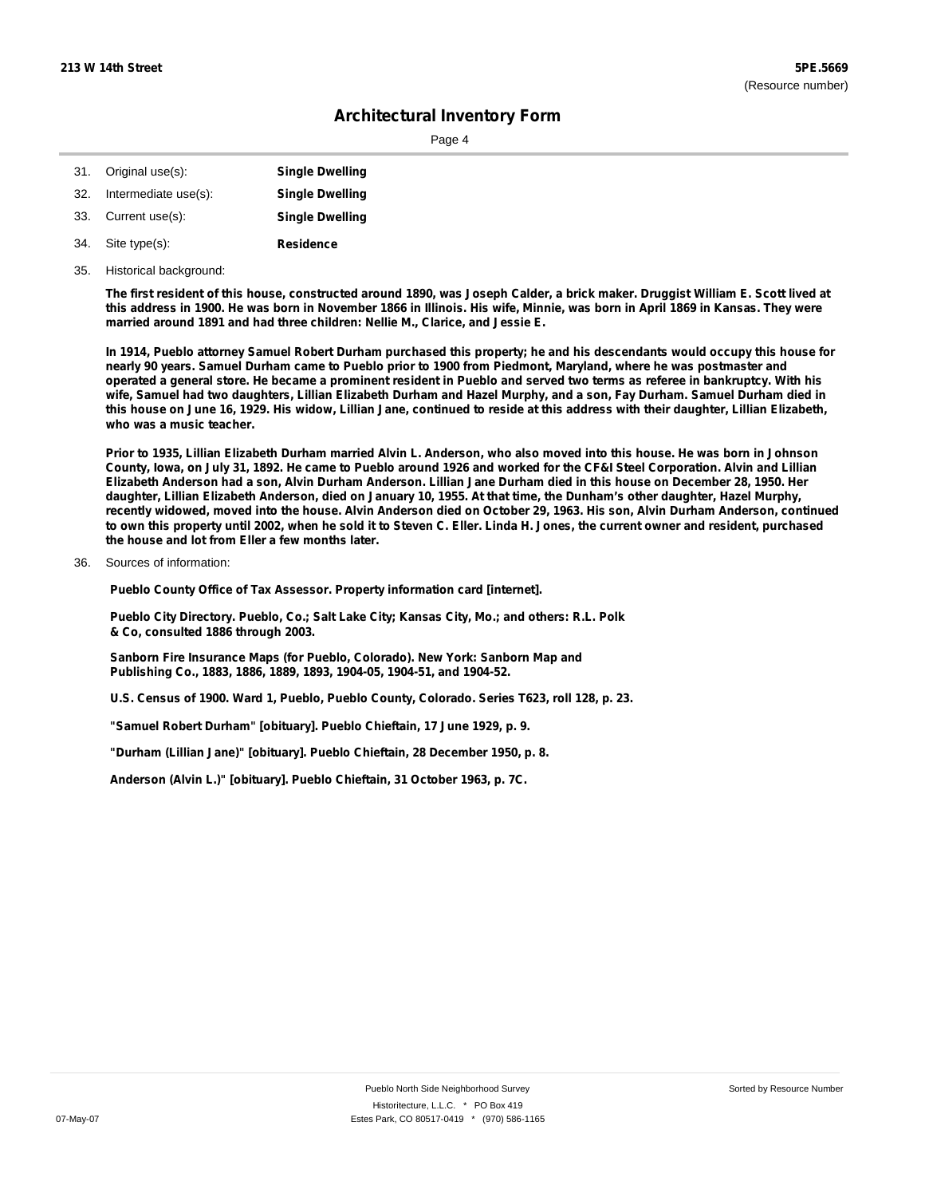## Architectural Inventory Form

31. Original use(s): **Single Dwelling**
32. Intermediate use(s): **Single Dwelling**
33. Current use(s): **Single Dwelling**
34. Site type(s): **Residence**
35. Historical background:

**The first resident of this house, constructed around 1890, was Joseph Calder, a brick maker. Druggist William E. Scott lived at this address in 1900. He was born in November 1866 in Illinois. His wife, Minnie, was born in April 1869 in Kansas. They were married around 1891 and had three children: Nellie M., Clarice, and Jessie E.**

**In 1914, Pueblo attorney Samuel Robert Durham purchased this property; he and his descendants would occupy this house for nearly 90 years. Samuel Durham came to Pueblo prior to 1900 from Piedmont, Maryland, where he was postmaster and operated a general store. He became a prominent resident in Pueblo and served two terms as referee in bankruptcy. With his wife, Samuel had two daughters, Lillian Elizabeth Durham and Hazel Murphy, and a son, Fay Durham. Samuel Durham died in this house on June 16, 1929. His widow, Lillian Jane, continued to reside at this address with their daughter, Lillian Elizabeth, who was a music teacher.**

**Prior to 1935, Lillian Elizabeth Durham married Alvin L. Anderson, who also moved into this house. He was born in Johnson County, Iowa, on July 31, 1892. He came to Pueblo around 1926 and worked for the CF&I Steel Corporation. Alvin and Lillian Elizabeth Anderson had a son, Alvin Durham Anderson. Lillian Jane Durham died in this house on December 28, 1950. Her daughter, Lillian Elizabeth Anderson, died on January 10, 1955. At that time, the Dunham's other daughter, Hazel Murphy, recently widowed, moved into the house. Alvin Anderson died on October 29, 1963. His son, Alvin Durham Anderson, continued to own this property until 2002, when he sold it to Steven C. Eller. Linda H. Jones, the current owner and resident, purchased the house and lot from Eller a few months later.**

36. Sources of information:

**Pueblo County Office of Tax Assessor. Property information card [internet].**

**Pueblo City Directory. Pueblo, Co.; Salt Lake City; Kansas City, Mo.; and others: R.L. Polk & Co, consulted 1886 through 2003.**

**Sanborn Fire Insurance Maps (for Pueblo, Colorado). New York: Sanborn Map and Publishing Co., 1883, 1886, 1889, 1893, 1904-05, 1904-51, and 1904-52.**

**U.S. Census of 1900. Ward 1, Pueblo, Pueblo County, Colorado. Series T623, roll 128, p. 23.**

**"Samuel Robert Durham" [obituary]. Pueblo Chieftain, 17 June 1929, p. 9.**

**"Durham (Lillian Jane)" [obituary]. Pueblo Chieftain, 28 December 1950, p. 8.**

**Anderson (Alvin L.)" [obituary]. Pueblo Chieftain, 31 October 1963, p. 7C.**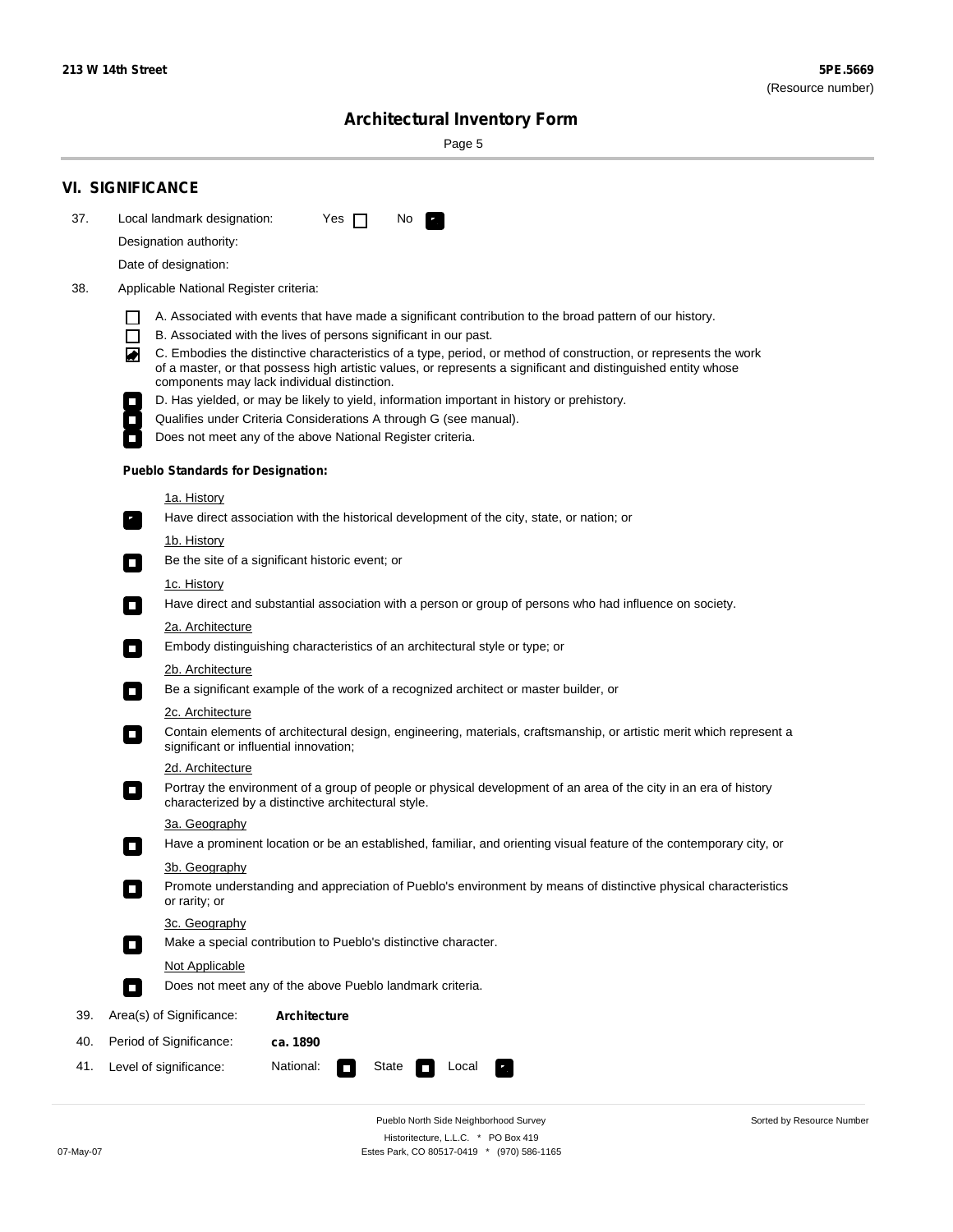## VI. SIGNIFICANCE

37. Local landmark designation: Yes ☐ No ☑

Designation authority:

Date of designation:

38. Applicable National Register criteria:

- ☐ A. Associated with events that have made a significant contribution to the broad pattern of our history.
- ☐ B. Associated with the lives of persons significant in our past.
- ☑ C. Embodies the distinctive characteristics of a type, period, or method of construction, or represents the work of a master, or that possess high artistic values, or represents a significant and distinguished entity whose components may lack individual distinction.
- ☐ D. Has yielded, or may be likely to yield, information important in history or prehistory.
- ☐ Qualifies under Criteria Considerations A through G (see manual).
- ☐ Does not meet any of the above National Register criteria.

**Pueblo Standards for Designation:**

1a. History

☑ Have direct association with the historical development of the city, state, or nation; or

1b. History

☐ Be the site of a significant historic event; or

1c. History

☐ Have direct and substantial association with a person or group of persons who had influence on society.

2a. Architecture

☐ Embody distinguishing characteristics of an architectural style or type; or

2b. Architecture

☐ Be a significant example of the work of a recognized architect or master builder, or

2c. Architecture

☐ Contain elements of architectural design, engineering, materials, craftsmanship, or artistic merit which represent a significant or influential innovation;

2d. Architecture

☐ Portray the environment of a group of people or physical development of an area of the city in an era of history characterized by a distinctive architectural style.

3a. Geography

☐ Have a prominent location or be an established, familiar, and orienting visual feature of the contemporary city, or

3b. Geography

☐ Promote understanding and appreciation of Pueblo's environment by means of distinctive physical characteristics or rarity; or

3c. Geography

☐ Make a special contribution to Pueblo's distinctive character.

Not Applicable

☐ Does not meet any of the above Pueblo landmark criteria.

39. Area(s) of Significance: **Architecture**

40. Period of Significance: **ca. 1890**

41. Level of significance: National: ☐ State ☐ Local ☑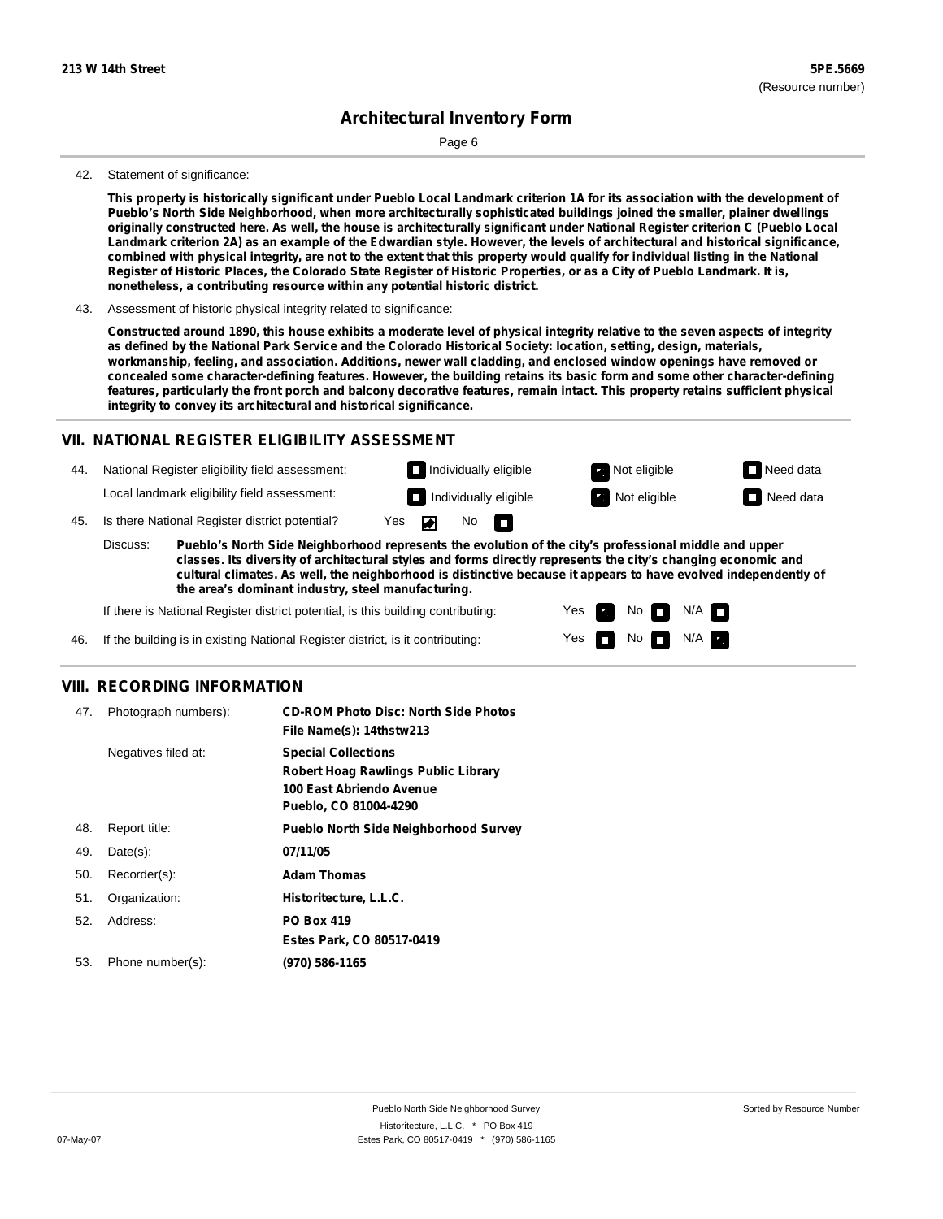42. Statement of significance:

**This property is historically significant under Pueblo Local Landmark criterion 1A for its association with the development of Pueblo's North Side Neighborhood, when more architecturally sophisticated buildings joined the smaller, plainer dwellings originally constructed here. As well, the house is architecturally significant under National Register criterion C (Pueblo Local Landmark criterion 2A) as an example of the Edwardian style. However, the levels of architectural and historical significance, combined with physical integrity, are not to the extent that this property would qualify for individual listing in the National Register of Historic Places, the Colorado State Register of Historic Properties, or as a City of Pueblo Landmark. It is, nonetheless, a contributing resource within any potential historic district.**

43. Assessment of historic physical integrity related to significance:

**Constructed around 1890, this house exhibits a moderate level of physical integrity relative to the seven aspects of integrity as defined by the National Park Service and the Colorado Historical Society: location, setting, design, materials, workmanship, feeling, and association. Additions, newer wall cladding, and enclosed window openings have removed or concealed some character-defining features. However, the building retains its basic form and some other character-defining features, particularly the front porch and balcony decorative features, remain intact. This property retains sufficient physical integrity to convey its architectural and historical significance.**

## VII. NATIONAL REGISTER ELIGIBILITY ASSESSMENT

44. National Register eligibility field assessment: Individually eligible [ ] Not eligible [X] Need data [ ]

Local landmark eligibility field assessment: Individually eligible [ ] Not eligible [X] Need data [ ]

45. Is there National Register district potential? Yes [X] No [ ]

Discuss: **Pueblo's North Side Neighborhood represents the evolution of the city's professional middle and upper classes. Its diversity of architectural styles and forms directly represents the city's changing economic and cultural climates. As well, the neighborhood is distinctive because it appears to have evolved independently of the area's dominant industry, steel manufacturing.**

If there is National Register district potential, is this building contributing: Yes [X] No [ ] N/A [ ]

46. If the building is in existing National Register district, is it contributing: Yes [ ] No [ ] N/A [X]

## VIII. RECORDING INFORMATION

| | | |
|---|---|---|
| 47. | Photograph numbers): | **CD-ROM Photo Disc: North Side Photos**<br>**File Name(s): 14thstw213** |
| | Negatives filed at: | **Special Collections**<br>**Robert Hoag Rawlings Public Library**<br>**100 East Abriendo Avenue**<br>**Pueblo, CO 81004-4290** |
| 48. | Report title: | **Pueblo North Side Neighborhood Survey** |
| 49. | Date(s): | **07/11/05** |
| 50. | Recorder(s): | **Adam Thomas** |
| 51. | Organization: | **Historitecture, L.L.C.** |
| 52. | Address: | **PO Box 419**<br>**Estes Park, CO 80517-0419** |
| 53. | Phone number(s): | **(970) 586-1165** |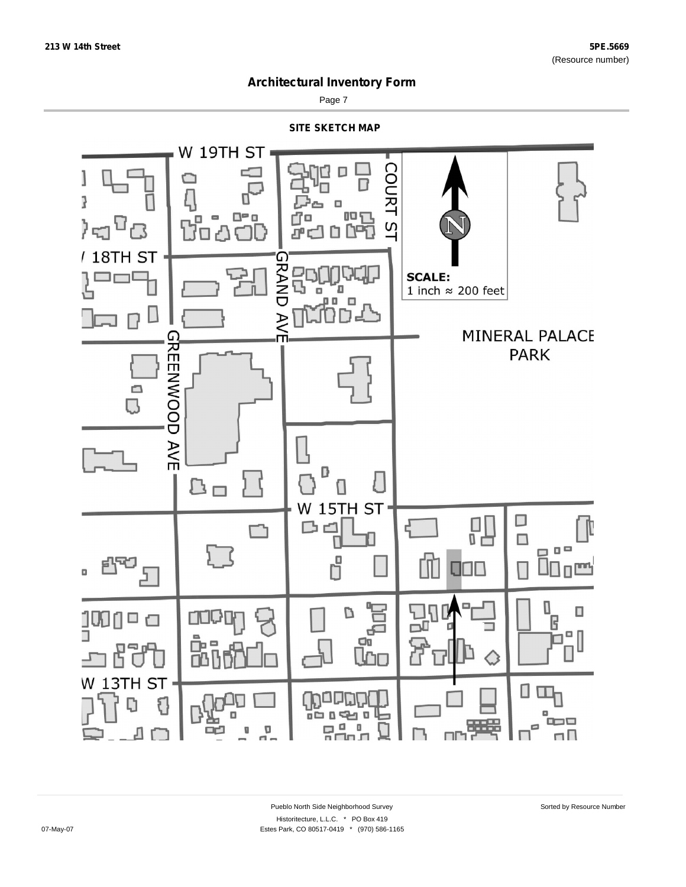## Architectural Inventory Form

### SITE SKETCH MAP

W 19TH ST

COURT ST

18TH ST

GRAND AVE

GREENWOOD AVE

SCALE:
1 inch ≈ 200 feet

MINERAL PALACE PARK

W 15TH ST

W 13TH ST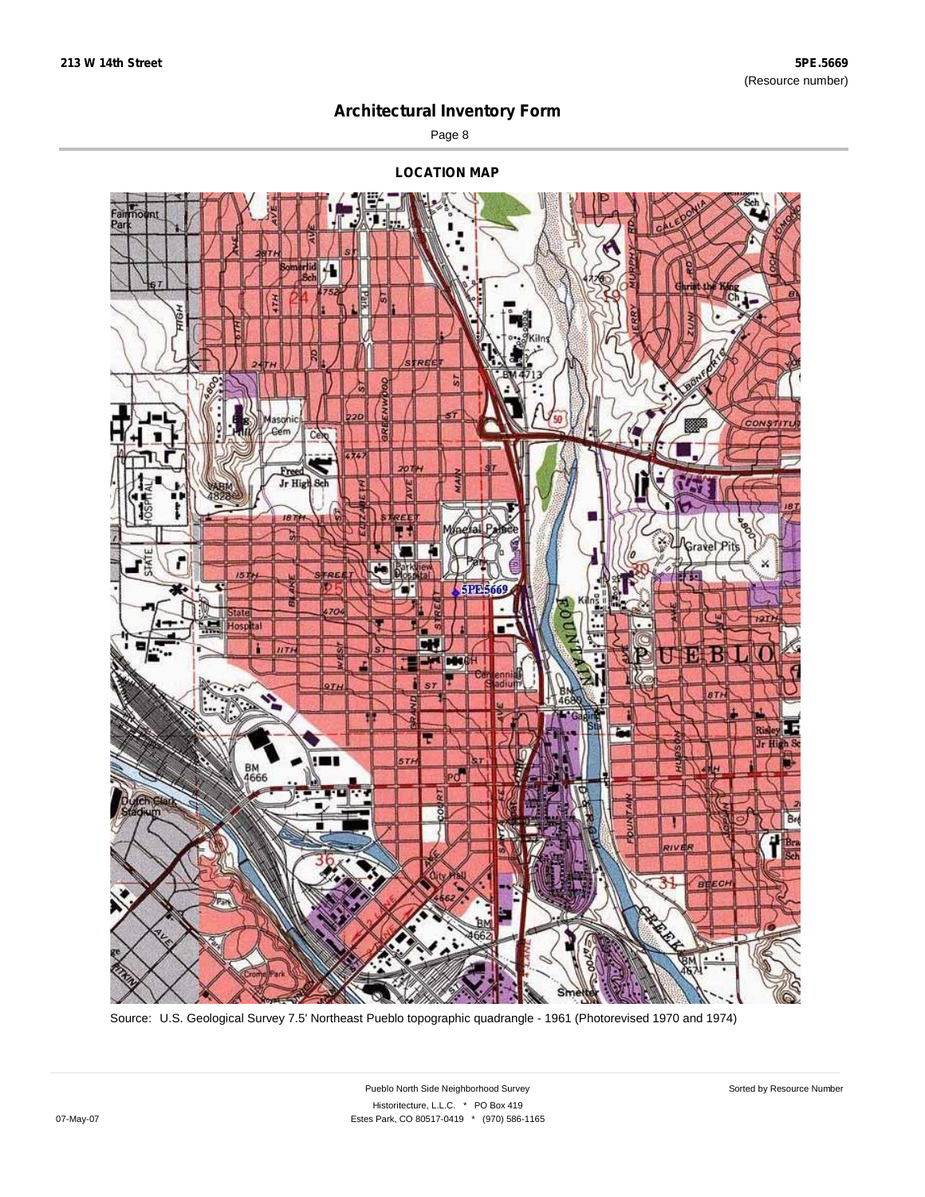213 W 14th Street

5PE.5669
(Resource number)

# Architectural Inventory Form

## LOCATION MAP

Source: U.S. Geological Survey 7.5' Northeast Pueblo topographic quadrangle - 1961 (Photorevised 1970 and 1974)

Pueblo North Side Neighborhood Survey
Historitecture, L.L.C. * PO Box 419
Estes Park, CO 80517-0419 * (970) 586-1165

Sorted by Resource Number

07-May-07